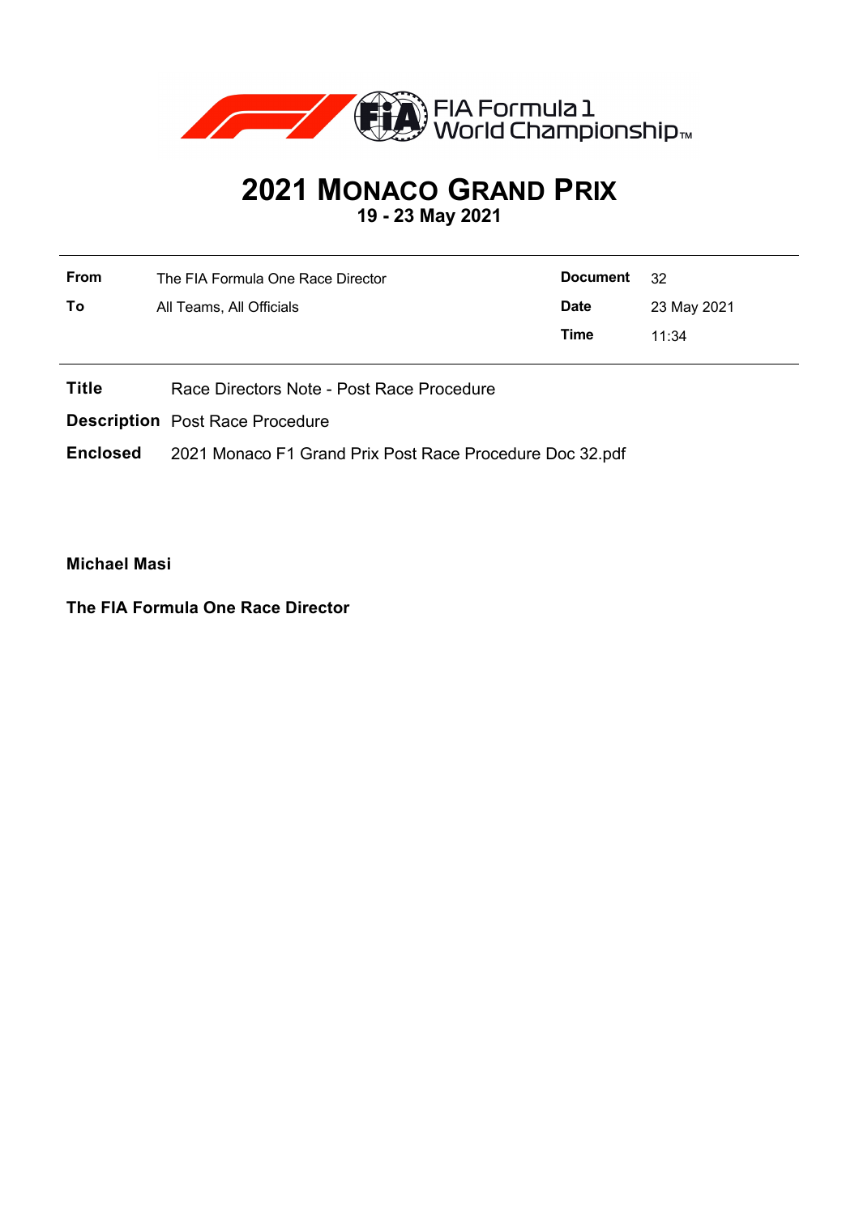FIA Formula 1 World Championship™

# 2021 MONACO GRAND PRIX

**19 - 23 May 2021**

| | | | |
|---|---|---|---|
| **From** | The FIA Formula One Race Director | **Document** | 32 |
| **To** | All Teams, All Officials | **Date** | 23 May 2021 |
| | | **Time** | 11:34 |

**Title** Race Directors Note - Post Race Procedure

**Description** Post Race Procedure

**Enclosed** 2021 Monaco F1 Grand Prix Post Race Procedure Doc 32.pdf

**Michael Masi**

**The FIA Formula One Race Director**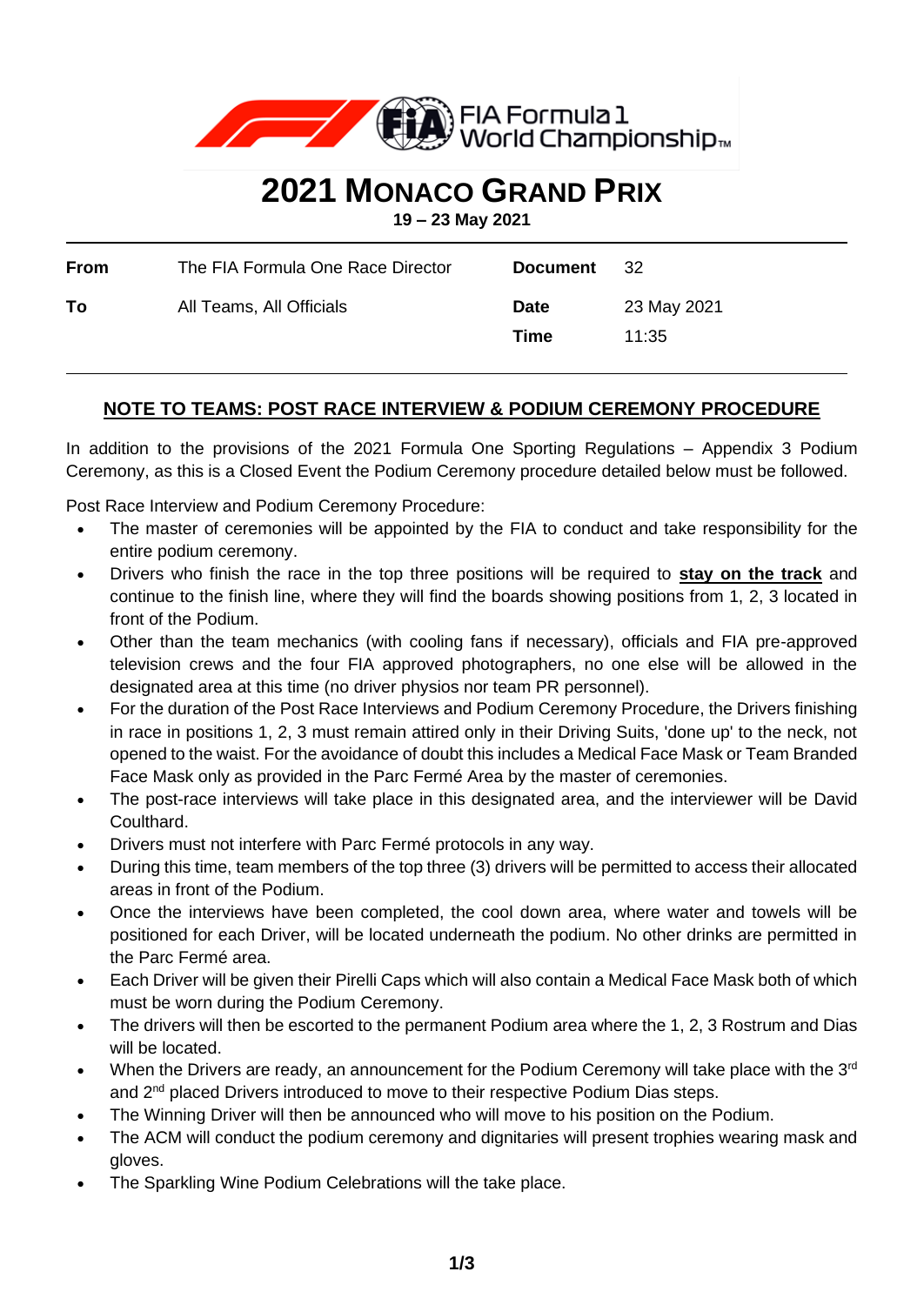# 2021 MONACO GRAND PRIX

**19 – 23 May 2021**

| **From** | The FIA Formula One Race Director | **Document** | 32 |
|---|---|---|---|
| **To** | All Teams, All Officials | **Date** | 23 May 2021 |
| | | **Time** | 11:35 |

## NOTE TO TEAMS: POST RACE INTERVIEW & PODIUM CEREMONY PROCEDURE

In addition to the provisions of the 2021 Formula One Sporting Regulations – Appendix 3 Podium Ceremony, as this is a Closed Event the Podium Ceremony procedure detailed below must be followed.

Post Race Interview and Podium Ceremony Procedure:

- The master of ceremonies will be appointed by the FIA to conduct and take responsibility for the entire podium ceremony.
- Drivers who finish the race in the top three positions will be required to **stay on the track** and continue to the finish line, where they will find the boards showing positions from 1, 2, 3 located in front of the Podium.
- Other than the team mechanics (with cooling fans if necessary), officials and FIA pre-approved television crews and the four FIA approved photographers, no one else will be allowed in the designated area at this time (no driver physios nor team PR personnel).
- For the duration of the Post Race Interviews and Podium Ceremony Procedure, the Drivers finishing in race in positions 1, 2, 3 must remain attired only in their Driving Suits, 'done up' to the neck, not opened to the waist. For the avoidance of doubt this includes a Medical Face Mask or Team Branded Face Mask only as provided in the Parc Fermé Area by the master of ceremonies.
- The post-race interviews will take place in this designated area, and the interviewer will be David Coulthard.
- Drivers must not interfere with Parc Fermé protocols in any way.
- During this time, team members of the top three (3) drivers will be permitted to access their allocated areas in front of the Podium.
- Once the interviews have been completed, the cool down area, where water and towels will be positioned for each Driver, will be located underneath the podium. No other drinks are permitted in the Parc Fermé area.
- Each Driver will be given their Pirelli Caps which will also contain a Medical Face Mask both of which must be worn during the Podium Ceremony.
- The drivers will then be escorted to the permanent Podium area where the 1, 2, 3 Rostrum and Dias will be located.
- When the Drivers are ready, an announcement for the Podium Ceremony will take place with the 3rd and 2nd placed Drivers introduced to move to their respective Podium Dias steps.
- The Winning Driver will then be announced who will move to his position on the Podium.
- The ACM will conduct the podium ceremony and dignitaries will present trophies wearing mask and gloves.
- The Sparkling Wine Podium Celebrations will the take place.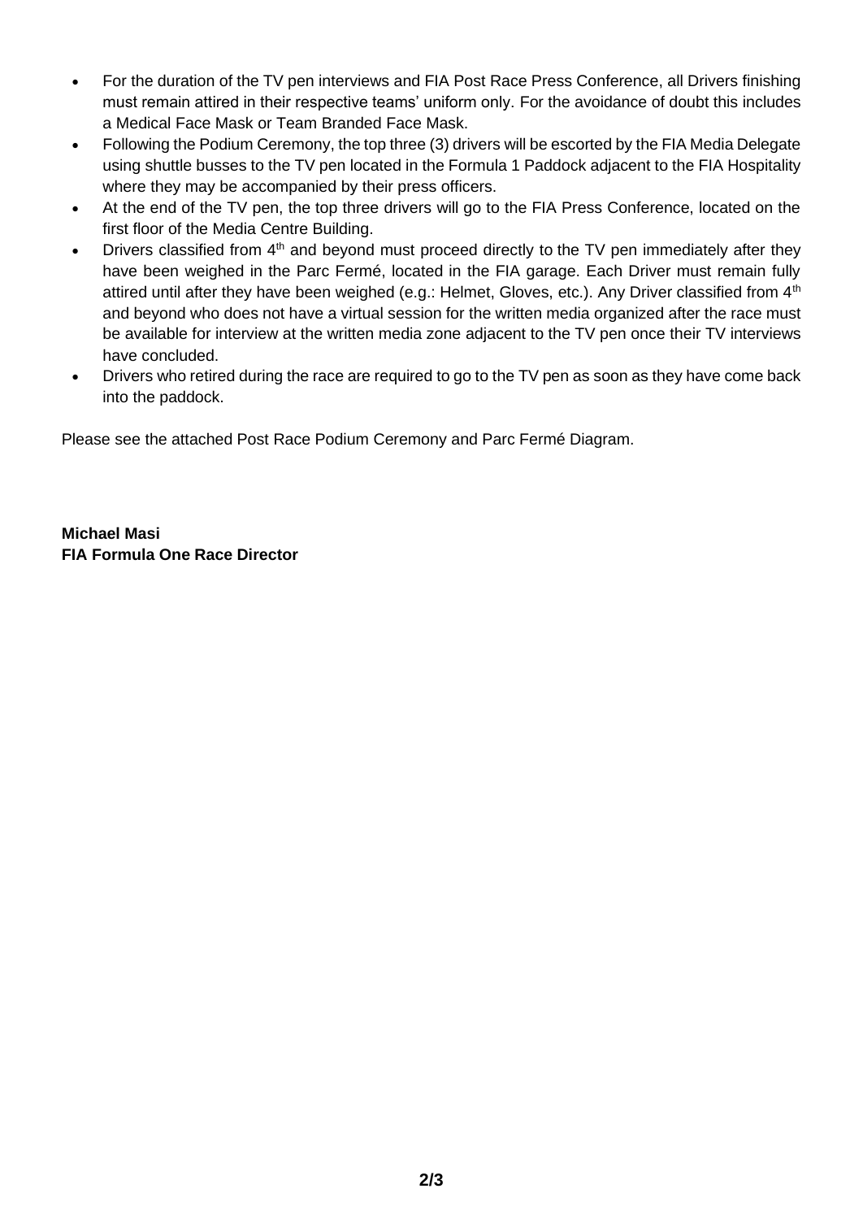- For the duration of the TV pen interviews and FIA Post Race Press Conference, all Drivers finishing must remain attired in their respective teams' uniform only. For the avoidance of doubt this includes a Medical Face Mask or Team Branded Face Mask.
- Following the Podium Ceremony, the top three (3) drivers will be escorted by the FIA Media Delegate using shuttle busses to the TV pen located in the Formula 1 Paddock adjacent to the FIA Hospitality where they may be accompanied by their press officers.
- At the end of the TV pen, the top three drivers will go to the FIA Press Conference, located on the first floor of the Media Centre Building.
- Drivers classified from 4th and beyond must proceed directly to the TV pen immediately after they have been weighed in the Parc Fermé, located in the FIA garage. Each Driver must remain fully attired until after they have been weighed (e.g.: Helmet, Gloves, etc.). Any Driver classified from 4th and beyond who does not have a virtual session for the written media organized after the race must be available for interview at the written media zone adjacent to the TV pen once their TV interviews have concluded.
- Drivers who retired during the race are required to go to the TV pen as soon as they have come back into the paddock.

Please see the attached Post Race Podium Ceremony and Parc Fermé Diagram.

**Michael Masi**
**FIA Formula One Race Director**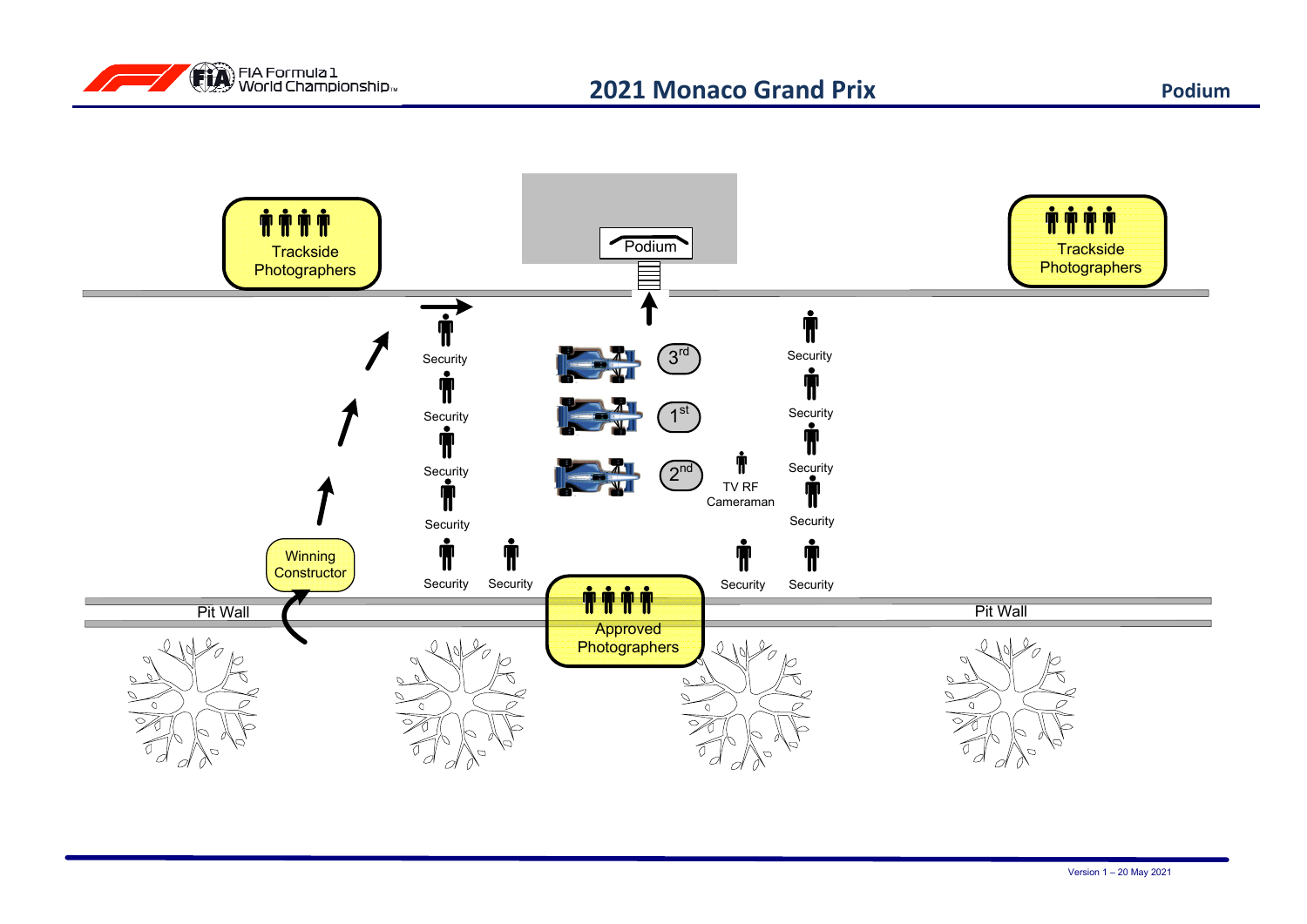# 2021 Monaco Grand Prix

**Podium**

Trackside Photographers

Podium

Trackside Photographers

Security

Security

Security

Security

Security

Security

3rd

1st

2nd

Security

Security

Security

Security

TV RF Cameraman

Security

Security

Winning Constructor

Pit Wall

Approved Photographers

Pit Wall

Version 1 – 20 May 2021